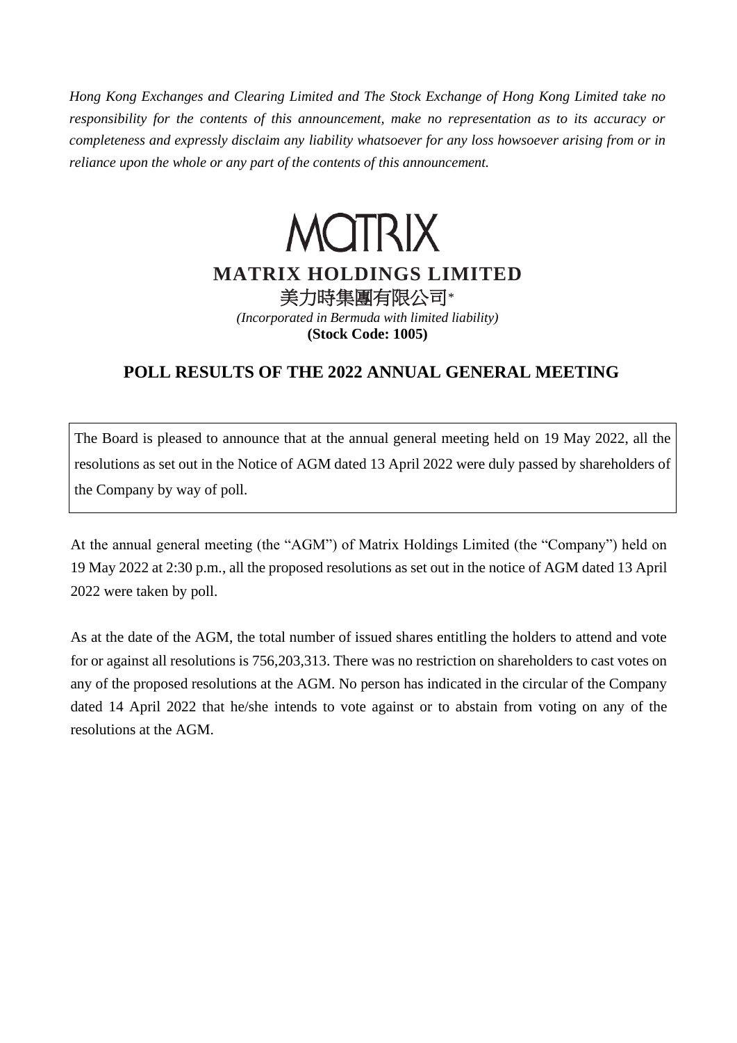*Hong Kong Exchanges and Clearing Limited and The Stock Exchange of Hong Kong Limited take no responsibility for the contents of this announcement, make no representation as to its accuracy or completeness and expressly disclaim any liability whatsoever for any loss howsoever arising from or in reliance upon the whole or any part of the contents of this announcement.*

MATRIX

**MATRIX HOLDINGS LIMITED**

美力時集團有限公司*

*(Incorporated in Bermuda with limited liability)*

**(Stock Code: 1005)**

## POLL RESULTS OF THE 2022 ANNUAL GENERAL MEETING

The Board is pleased to announce that at the annual general meeting held on 19 May 2022, all the resolutions as set out in the Notice of AGM dated 13 April 2022 were duly passed by shareholders of the Company by way of poll.

At the annual general meeting (the "AGM") of Matrix Holdings Limited (the "Company") held on 19 May 2022 at 2:30 p.m., all the proposed resolutions as set out in the notice of AGM dated 13 April 2022 were taken by poll.

As at the date of the AGM, the total number of issued shares entitling the holders to attend and vote for or against all resolutions is 756,203,313. There was no restriction on shareholders to cast votes on any of the proposed resolutions at the AGM. No person has indicated in the circular of the Company dated 14 April 2022 that he/she intends to vote against or to abstain from voting on any of the resolutions at the AGM.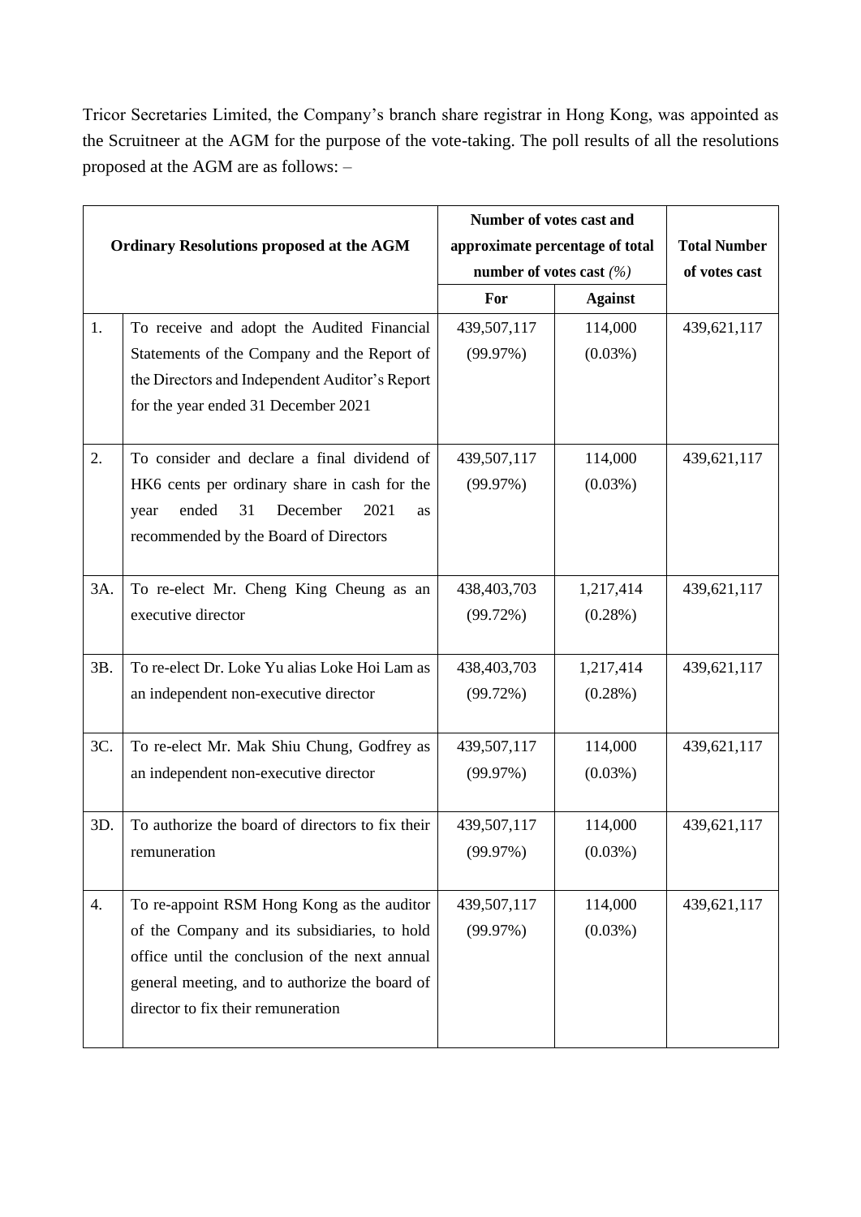Tricor Secretaries Limited, the Company's branch share registrar in Hong Kong, was appointed as the Scruitneer at the AGM for the purpose of the vote-taking. The poll results of all the resolutions proposed at the AGM are as follows: –

| Ordinary Resolutions proposed at the AGM | | Number of votes cast and approximate percentage of total number of votes cast *(%)* | | Total Number of votes cast |
|---|---|---|---|---|
| | | **For** | **Against** | |
| 1. | To receive and adopt the Audited Financial Statements of the Company and the Report of the Directors and Independent Auditor's Report for the year ended 31 December 2021 | 439,507,117 (99.97%) | 114,000 (0.03%) | 439,621,117 |
| 2. | To consider and declare a final dividend of HK6 cents per ordinary share in cash for the year ended 31 December 2021 as recommended by the Board of Directors | 439,507,117 (99.97%) | 114,000 (0.03%) | 439,621,117 |
| 3A. | To re-elect Mr. Cheng King Cheung as an executive director | 438,403,703 (99.72%) | 1,217,414 (0.28%) | 439,621,117 |
| 3B. | To re-elect Dr. Loke Yu alias Loke Hoi Lam as an independent non-executive director | 438,403,703 (99.72%) | 1,217,414 (0.28%) | 439,621,117 |
| 3C. | To re-elect Mr. Mak Shiu Chung, Godfrey as an independent non-executive director | 439,507,117 (99.97%) | 114,000 (0.03%) | 439,621,117 |
| 3D. | To authorize the board of directors to fix their remuneration | 439,507,117 (99.97%) | 114,000 (0.03%) | 439,621,117 |
| 4. | To re-appoint RSM Hong Kong as the auditor of the Company and its subsidiaries, to hold office until the conclusion of the next annual general meeting, and to authorize the board of director to fix their remuneration | 439,507,117 (99.97%) | 114,000 (0.03%) | 439,621,117 |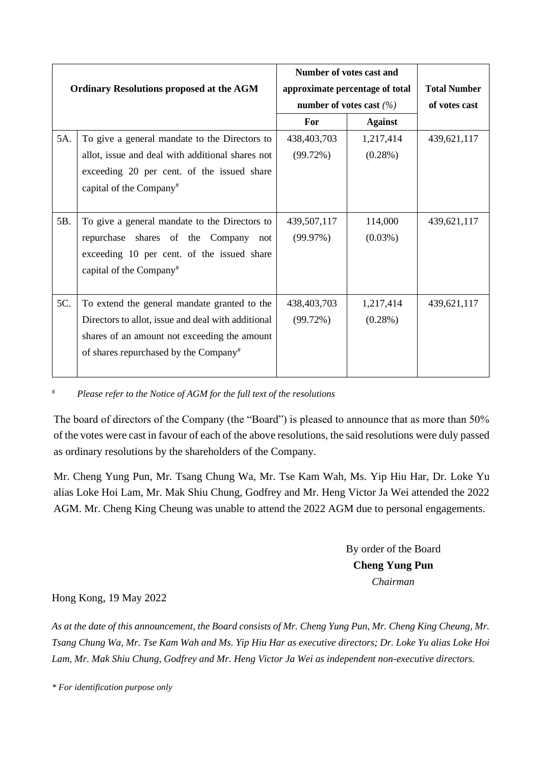| Ordinary Resolutions proposed at the AGM | | Number of votes cast and approximate percentage of total number of votes cast *(%)* | | Total Number of votes cast |
|---|---|---|---|---|
| | | For | Against | |
| 5A. | To give a general mandate to the Directors to allot, issue and deal with additional shares not exceeding 20 per cent. of the issued share capital of the Company# | 438,403,703 (99.72%) | 1,217,414 (0.28%) | 439,621,117 |
| 5B. | To give a general mandate to the Directors to repurchase shares of the Company not exceeding 10 per cent. of the issued share capital of the Company# | 439,507,117 (99.97%) | 114,000 (0.03%) | 439,621,117 |
| 5C. | To extend the general mandate granted to the Directors to allot, issue and deal with additional shares of an amount not exceeding the amount of shares repurchased by the Company# | 438,403,703 (99.72%) | 1,217,414 (0.28%) | 439,621,117 |

# *Please refer to the Notice of AGM for the full text of the resolutions*

The board of directors of the Company (the "Board") is pleased to announce that as more than 50% of the votes were cast in favour of each of the above resolutions, the said resolutions were duly passed as ordinary resolutions by the shareholders of the Company.

Mr. Cheng Yung Pun, Mr. Tsang Chung Wa, Mr. Tse Kam Wah, Ms. Yip Hiu Har, Dr. Loke Yu alias Loke Hoi Lam, Mr. Mak Shiu Chung, Godfrey and Mr. Heng Victor Ja Wei attended the 2022 AGM. Mr. Cheng King Cheung was unable to attend the 2022 AGM due to personal engagements.

By order of the Board
**Cheng Yung Pun**
*Chairman*

Hong Kong, 19 May 2022

*As at the date of this announcement, the Board consists of Mr. Cheng Yung Pun, Mr. Cheng King Cheung, Mr. Tsang Chung Wa, Mr. Tse Kam Wah and Ms. Yip Hiu Har as executive directors; Dr. Loke Yu alias Loke Hoi Lam, Mr. Mak Shiu Chung, Godfrey and Mr. Heng Victor Ja Wei as independent non-executive directors.*

* *For identification purpose only*